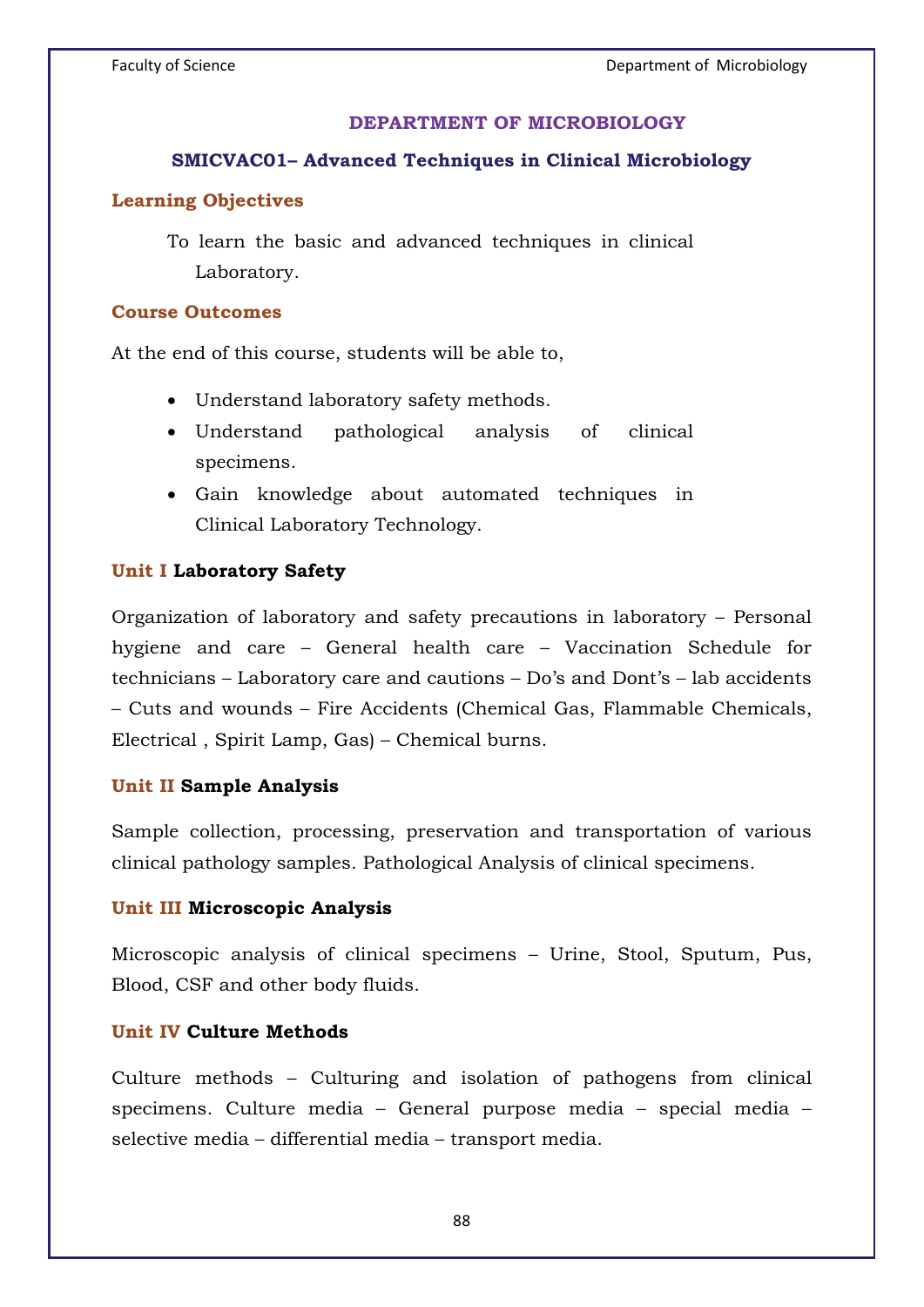# DEPARTMENT OF MICROBIOLOGY

## SMICVAC01– Advanced Techniques in Clinical Microbiology

### Learning Objectives

To learn the basic and advanced techniques in clinical Laboratory.

### Course Outcomes

At the end of this course, students will be able to,

- Understand laboratory safety methods.
- Understand pathological analysis of clinical specimens.
- Gain knowledge about automated techniques in Clinical Laboratory Technology.

### Unit I Laboratory Safety

Organization of laboratory and safety precautions in laboratory – Personal hygiene and care – General health care – Vaccination Schedule for technicians – Laboratory care and cautions – Do's and Dont's – lab accidents – Cuts and wounds – Fire Accidents (Chemical Gas, Flammable Chemicals, Electrical , Spirit Lamp, Gas) – Chemical burns.

### Unit II Sample Analysis

Sample collection, processing, preservation and transportation of various clinical pathology samples. Pathological Analysis of clinical specimens.

### Unit III Microscopic Analysis

Microscopic analysis of clinical specimens – Urine, Stool, Sputum, Pus, Blood, CSF and other body fluids.

### Unit IV Culture Methods

Culture methods – Culturing and isolation of pathogens from clinical specimens. Culture media – General purpose media – special media – selective media – differential media – transport media.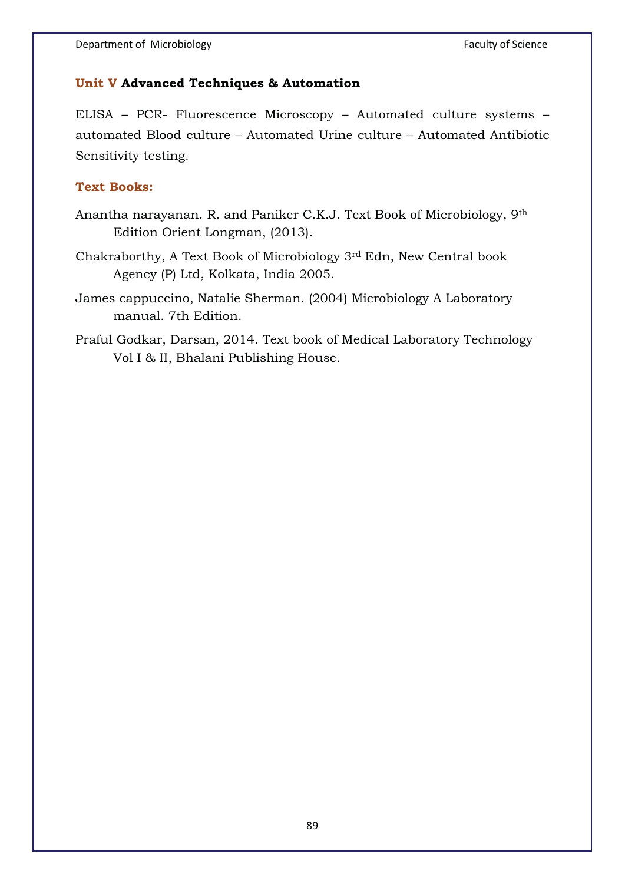## Unit V Advanced Techniques & Automation

ELISA – PCR- Fluorescence Microscopy – Automated culture systems – automated Blood culture – Automated Urine culture – Automated Antibiotic Sensitivity testing.

### Text Books:

Anantha narayanan. R. and Paniker C.K.J. Text Book of Microbiology, 9th Edition Orient Longman, (2013).

Chakraborthy, A Text Book of Microbiology 3rd Edn, New Central book Agency (P) Ltd, Kolkata, India 2005.

James cappuccino, Natalie Sherman. (2004) Microbiology A Laboratory manual. 7th Edition.

Praful Godkar, Darsan, 2014. Text book of Medical Laboratory Technology Vol I & II, Bhalani Publishing House.